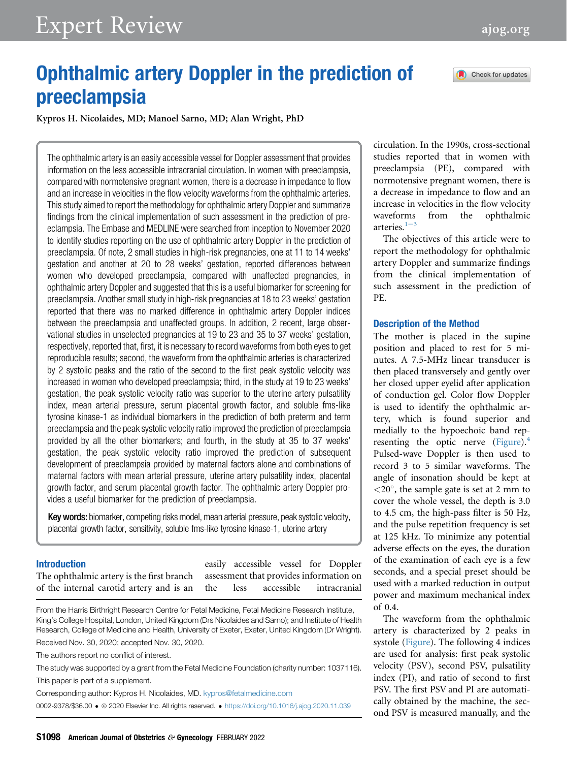# Ophthalmic artery Doppler in the prediction of preeclampsia

Kypros H. Nicolaides, MD; Manoel Sarno, MD; Alan Wright, PhD

The ophthalmic artery is an easily accessible vessel for Doppler assessment that provides information on the less accessible intracranial circulation. In women with preeclampsia, compared with normotensive pregnant women, there is a decrease in impedance to flow and an increase in velocities in the flow velocity waveforms from the ophthalmic arteries. This study aimed to report the methodology for ophthalmic artery Doppler and summarize findings from the clinical implementation of such assessment in the prediction of preeclampsia. The Embase and MEDLINE were searched from inception to November 2020 to identify studies reporting on the use of ophthalmic artery Doppler in the prediction of preeclampsia. Of note, 2 small studies in high-risk pregnancies, one at 11 to 14 weeks' gestation and another at 20 to 28 weeks' gestation, reported differences between women who developed preeclampsia, compared with unaffected pregnancies, in ophthalmic artery Doppler and suggested that this is a useful biomarker for screening for preeclampsia. Another small study in high-risk pregnancies at 18 to 23 weeks' gestation reported that there was no marked difference in ophthalmic artery Doppler indices between the preeclampsia and unaffected groups. In addition, 2 recent, large observational studies in unselected pregnancies at 19 to 23 and 35 to 37 weeks' gestation, respectively, reported that, first, it is necessary to record waveforms from both eyes to get reproducible results; second, the waveform from the ophthalmic arteries is characterized by 2 systolic peaks and the ratio of the second to the first peak systolic velocity was increased in women who developed preeclampsia; third, in the study at 19 to 23 weeks' gestation, the peak systolic velocity ratio was superior to the uterine artery pulsatility index, mean arterial pressure, serum placental growth factor, and soluble fms-like tyrosine kinase-1 as individual biomarkers in the prediction of both preterm and term preeclampsia and the peak systolic velocity ratio improved the prediction of preeclampsia provided by all the other biomarkers; and fourth, in the study at 35 to 37 weeks' gestation, the peak systolic velocity ratio improved the prediction of subsequent development of preeclampsia provided by maternal factors alone and combinations of maternal factors with mean arterial pressure, uterine artery pulsatility index, placental growth factor, and serum placental growth factor. The ophthalmic artery Doppler provides a useful biomarker for the prediction of preeclampsia.

**Key words:** biomarker, competing risks model, mean arterial pressure, peak systolic velocity, placental growth factor, sensitivity, soluble fms-like tyrosine kinase-1, uterine artery

## Introduction

The ophthalmic artery is the first branch of the internal carotid artery and is an easily accessible vessel for Doppler assessment that provides information on the less accessible intracranial circulation. In the 1990s, cross-sectional studies reported that in women with preeclampsia (PE), compared with normotensive pregnant women, there is a decrease in impedance to flow and an increase in velocities in the flow velocity waveforms from the ophthalmic arteries.[1–3]

The objectives of this article were to report the methodology for ophthalmic artery Doppler and summarize findings from the clinical implementation of such assessment in the prediction of PE.

## Description of the Method

The mother is placed in the supine position and placed to rest for 5 minutes. A 7.5-MHz linear transducer is then placed transversely and gently over her closed upper eyelid after application of conduction gel. Color flow Doppler is used to identify the ophthalmic artery, which is found superior and medially to the hypoechoic band representing the optic nerve (Figure).[4] Pulsed-wave Doppler is then used to record 3 to 5 similar waveforms. The angle of insonation should be kept at $<20°$, the sample gate is set at 2 mm to cover the whole vessel, the depth is 3.0 to 4.5 cm, the high-pass filter is 50 Hz, and the pulse repetition frequency is set at 125 kHz. To minimize any potential adverse effects on the eyes, the duration of the examination of each eye is a few seconds, and a special preset should be used with a marked reduction in output power and maximum mechanical index of 0.4.

The waveform from the ophthalmic artery is characterized by 2 peaks in systole (Figure). The following 4 indices are used for analysis: first peak systolic velocity (PSV), second PSV, pulsatility index (PI), and ratio of second to first PSV. The first PSV and PI are automatically obtained by the machine, the second PSV is measured manually, and the

From the Harris Birthright Research Centre for Fetal Medicine, Fetal Medicine Research Institute, King's College Hospital, London, United Kingdom (Drs Nicolaides and Sarno); and Institute of Health Research, College of Medicine and Health, University of Exeter, Exeter, United Kingdom (Dr Wright).

Received Nov. 30, 2020; accepted Nov. 30, 2020.

The authors report no conflict of interest.

The study was supported by a grant from the Fetal Medicine Foundation (charity number: 1037116).

This paper is part of a supplement.

Corresponding author: Kypros H. Nicolaides, MD. kypros@fetalmedicine.com

0002-9378/$36.00 • © 2020 Elsevier Inc. All rights reserved. • https://doi.org/10.1016/j.ajog.2020.11.039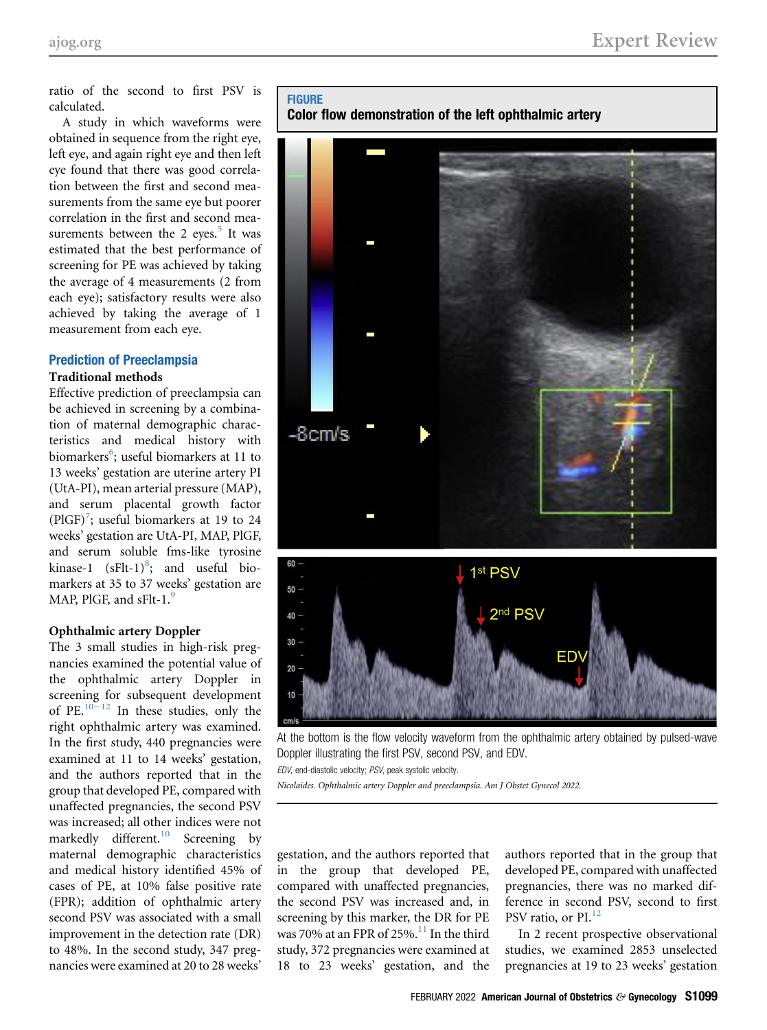ratio of the second to first PSV is calculated.

A study in which waveforms were obtained in sequence from the right eye, left eye, and again right eye and then left eye found that there was good correlation between the first and second measurements from the same eye but poorer correlation in the first and second measurements between the 2 eyes.[5] It was estimated that the best performance of screening for PE was achieved by taking the average of 4 measurements (2 from each eye); satisfactory results were also achieved by taking the average of 1 measurement from each eye.

## Prediction of Preeclampsia

### Traditional methods

Effective prediction of preeclampsia can be achieved in screening by a combination of maternal demographic characteristics and medical history with biomarkers[6]; useful biomarkers at 11 to 13 weeks' gestation are uterine artery PI (UtA-PI), mean arterial pressure (MAP), and serum placental growth factor (PlGF)[7]; useful biomarkers at 19 to 24 weeks' gestation are UtA-PI, MAP, PlGF, and serum soluble fms-like tyrosine kinase-1 (sFlt-1)[8]; and useful biomarkers at 35 to 37 weeks' gestation are MAP, PlGF, and sFlt-1.[9]

### Ophthalmic artery Doppler

The 3 small studies in high-risk pregnancies examined the potential value of the ophthalmic artery Doppler in screening for subsequent development of PE.[10–12] In these studies, only the right ophthalmic artery was examined. In the first study, 440 pregnancies were examined at 11 to 14 weeks' gestation, and the authors reported that in the group that developed PE, compared with unaffected pregnancies, the second PSV was increased; all other indices were not markedly different.[10] Screening by maternal demographic characteristics and medical history identified 45% of cases of PE, at 10% false positive rate (FPR); addition of ophthalmic artery second PSV was associated with a small improvement in the detection rate (DR) to 48%. In the second study, 347 pregnancies were examined at 20 to 28 weeks' gestation, and the authors reported that in the group that developed PE, compared with unaffected pregnancies, the second PSV was increased and, in screening by this marker, the DR for PE was 70% at an FPR of 25%.[11] In the third study, 372 pregnancies were examined at 18 to 23 weeks' gestation, and the authors reported that in the group that developed PE, compared with unaffected pregnancies, there was no marked difference in second PSV, second to first PSV ratio, or PI.[12]

In 2 recent prospective observational studies, we examined 2853 unselected pregnancies at 19 to 23 weeks' gestation

**FIGURE**
**Color flow demonstration of the left ophthalmic artery**

At the bottom is the flow velocity waveform from the ophthalmic artery obtained by pulsed-wave Doppler illustrating the first PSV, second PSV, and EDV.

*EDV*, end-diastolic velocity; *PSV*, peak systolic velocity.

*Nicolaides. Ophthalmic artery Doppler and preeclampsia. Am J Obstet Gynecol 2022.*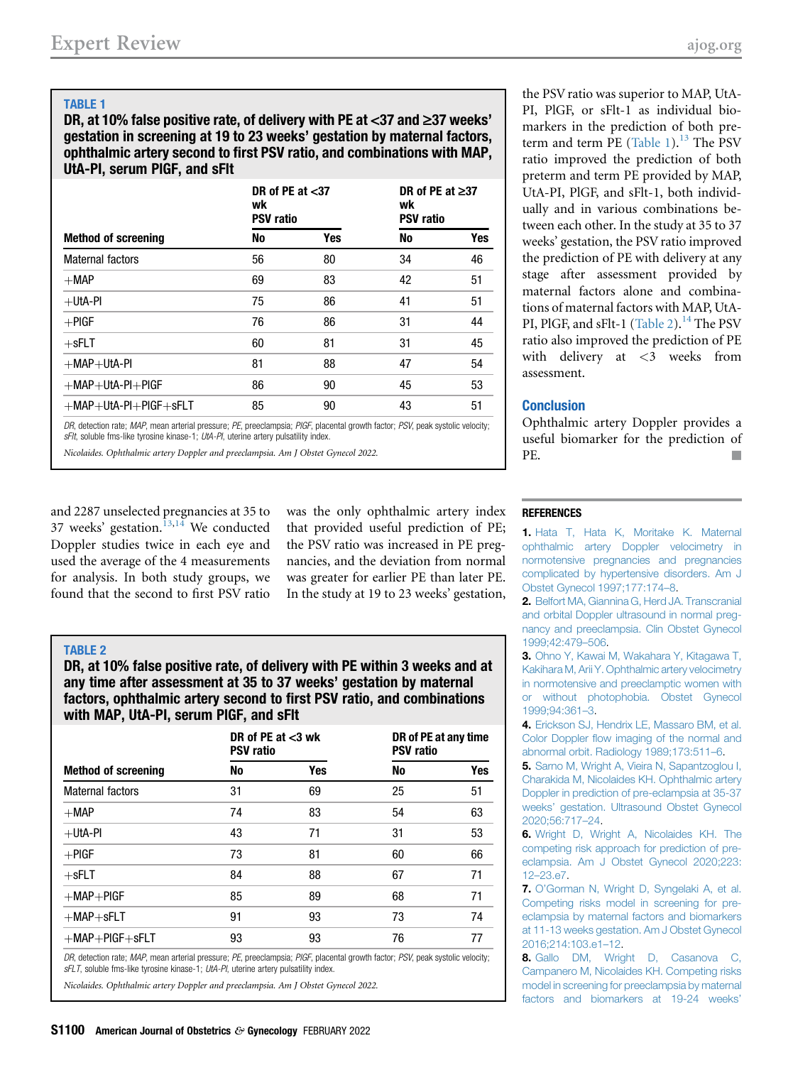**TABLE 1**

**DR, at 10% false positive rate, of delivery with PE at <37 and ≥37 weeks' gestation in screening at 19 to 23 weeks' gestation by maternal factors, ophthalmic artery second to first PSV ratio, and combinations with MAP, UtA-PI, serum PlGF, and sFlt**

| Method of screening | DR of PE at <37 wk PSV ratio | | DR of PE at ≥37 wk PSV ratio | |
|---|---|---|---|---|
| | No | Yes | No | Yes |
| Maternal factors | 56 | 80 | 34 | 46 |
| +MAP | 69 | 83 | 42 | 51 |
| +UtA-PI | 75 | 86 | 41 | 51 |
| +PlGF | 76 | 86 | 31 | 44 |
| +sFLT | 60 | 81 | 31 | 45 |
| +MAP+UtA-PI | 81 | 88 | 47 | 54 |
| +MAP+UtA-PI+PlGF | 86 | 90 | 45 | 53 |
| +MAP+UtA-PI+PlGF+sFLT | 85 | 90 | 43 | 51 |

*DR*, detection rate; *MAP*, mean arterial pressure; *PE*, preeclampsia; *PlGF*, placental growth factor; *PSV*, peak systolic velocity; *sFlt*, soluble fms-like tyrosine kinase-1; *UtA-PI*, uterine artery pulsatility index.

*Nicolaides. Ophthalmic artery Doppler and preeclampsia. Am J Obstet Gynecol 2022.*

and 2287 unselected pregnancies at 35 to 37 weeks' gestation.[13,14] We conducted Doppler studies twice in each eye and used the average of the 4 measurements for analysis. In both study groups, we found that the second to first PSV ratio was the only ophthalmic artery index that provided useful prediction of PE; the PSV ratio was increased in PE pregnancies, and the deviation from normal was greater for earlier PE than later PE. In the study at 19 to 23 weeks' gestation, the PSV ratio was superior to MAP, UtA-PI, PlGF, or sFlt-1 as individual biomarkers in the prediction of both preterm and term PE (Table 1).[13] The PSV ratio improved the prediction of both preterm and term PE provided by MAP, UtA-PI, PlGF, and sFlt-1, both individually and in various combinations between each other. In the study at 35 to 37 weeks' gestation, the PSV ratio improved the prediction of PE with delivery at any stage after assessment provided by maternal factors alone and combinations of maternal factors with MAP, UtA-PI, PlGF, and sFlt-1 (Table 2).[14] The PSV ratio also improved the prediction of PE with delivery at <3 weeks from assessment.

**TABLE 2**

**DR, at 10% false positive rate, of delivery with PE within 3 weeks and at any time after assessment at 35 to 37 weeks' gestation by maternal factors, ophthalmic artery second to first PSV ratio, and combinations with MAP, UtA-PI, serum PlGF, and sFlt**

| Method of screening | DR of PE at <3 wk PSV ratio | | DR of PE at any time PSV ratio | |
|---|---|---|---|---|
| | No | Yes | No | Yes |
| Maternal factors | 31 | 69 | 25 | 51 |
| +MAP | 74 | 83 | 54 | 63 |
| +UtA-PI | 43 | 71 | 31 | 53 |
| +PlGF | 73 | 81 | 60 | 66 |
| +sFLT | 84 | 88 | 67 | 71 |
| +MAP+PlGF | 85 | 89 | 68 | 71 |
| +MAP+sFLT | 91 | 93 | 73 | 74 |
| +MAP+PlGF+sFLT | 93 | 93 | 76 | 77 |

*DR*, detection rate; *MAP*, mean arterial pressure; *PE*, preeclampsia; *PlGF*, placental growth factor; *PSV*, peak systolic velocity; *sFLT*, soluble fms-like tyrosine kinase-1; *UtA-PI*, uterine artery pulsatility index.

*Nicolaides. Ophthalmic artery Doppler and preeclampsia. Am J Obstet Gynecol 2022.*

## Conclusion

Ophthalmic artery Doppler provides a useful biomarker for the prediction of PE. ■

## REFERENCES

1. Hata T, Hata K, Moritake K. Maternal ophthalmic artery Doppler velocimetry in normotensive pregnancies and pregnancies complicated by hypertensive disorders. Am J Obstet Gynecol 1997;177:174–8.
2. Belfort MA, Giannina G, Herd JA. Transcranial and orbital Doppler ultrasound in normal pregnancy and preeclampsia. Clin Obstet Gynecol 1999;42:479–506.
3. Ohno Y, Kawai M, Wakahara Y, Kitagawa T, Kakihara M, Arii Y. Ophthalmic artery velocimetry in normotensive and preeclamptic women with or without photophobia. Obstet Gynecol 1999;94:361–3.
4. Erickson SJ, Hendrix LE, Massaro BM, et al. Color Doppler flow imaging of the normal and abnormal orbit. Radiology 1989;173:511–6.
5. Sarno M, Wright A, Vieira N, Sapantzoglou I, Charakida M, Nicolaides KH. Ophthalmic artery Doppler in prediction of pre-eclampsia at 35-37 weeks' gestation. Ultrasound Obstet Gynecol 2020;56:717–24.
6. Wright D, Wright A, Nicolaides KH. The competing risk approach for prediction of preeclampsia. Am J Obstet Gynecol 2020;223:12–23.e7.
7. O'Gorman N, Wright D, Syngelaki A, et al. Competing risks model in screening for preeclampsia by maternal factors and biomarkers at 11-13 weeks gestation. Am J Obstet Gynecol 2016;214:103.e1–12.
8. Gallo DM, Wright D, Casanova C, Campanero M, Nicolaides KH. Competing risks model in screening for preeclampsia by maternal factors and biomarkers at 19-24 weeks'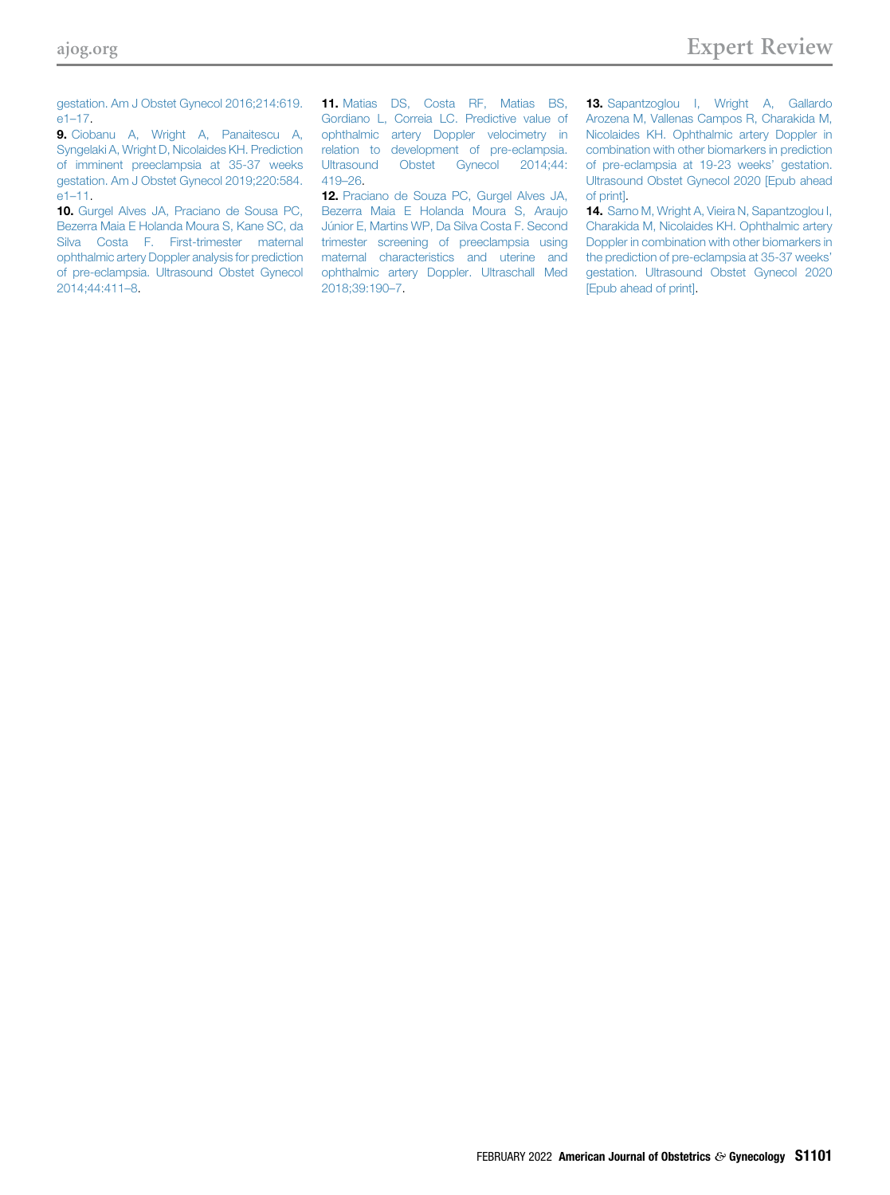gestation. Am J Obstet Gynecol 2016;214:619.e1–17.

**9.** Ciobanu A, Wright A, Panaitescu A, Syngelaki A, Wright D, Nicolaides KH. Prediction of imminent preeclampsia at 35-37 weeks gestation. Am J Obstet Gynecol 2019;220:584.e1–11.

**10.** Gurgel Alves JA, Praciano de Sousa PC, Bezerra Maia E Holanda Moura S, Kane SC, da Silva Costa F. First-trimester maternal ophthalmic artery Doppler analysis for prediction of pre-eclampsia. Ultrasound Obstet Gynecol 2014;44:411–8.

**11.** Matias DS, Costa RF, Matias BS, Gordiano L, Correia LC. Predictive value of ophthalmic artery Doppler velocimetry in relation to development of pre-eclampsia. Ultrasound Obstet Gynecol 2014;44:419–26.

**12.** Praciano de Souza PC, Gurgel Alves JA, Bezerra Maia E Holanda Moura S, Araujo Júnior E, Martins WP, Da Silva Costa F. Second trimester screening of preeclampsia using maternal characteristics and uterine and ophthalmic artery Doppler. Ultraschall Med 2018;39:190–7.

**13.** Sapantzoglou I, Wright A, Gallardo Arozena M, Vallenas Campos R, Charakida M, Nicolaides KH. Ophthalmic artery Doppler in combination with other biomarkers in prediction of pre-eclampsia at 19-23 weeks' gestation. Ultrasound Obstet Gynecol 2020 [Epub ahead of print].

**14.** Sarno M, Wright A, Vieira N, Sapantzoglou I, Charakida M, Nicolaides KH. Ophthalmic artery Doppler in combination with other biomarkers in the prediction of pre-eclampsia at 35-37 weeks' gestation. Ultrasound Obstet Gynecol 2020 [Epub ahead of print].